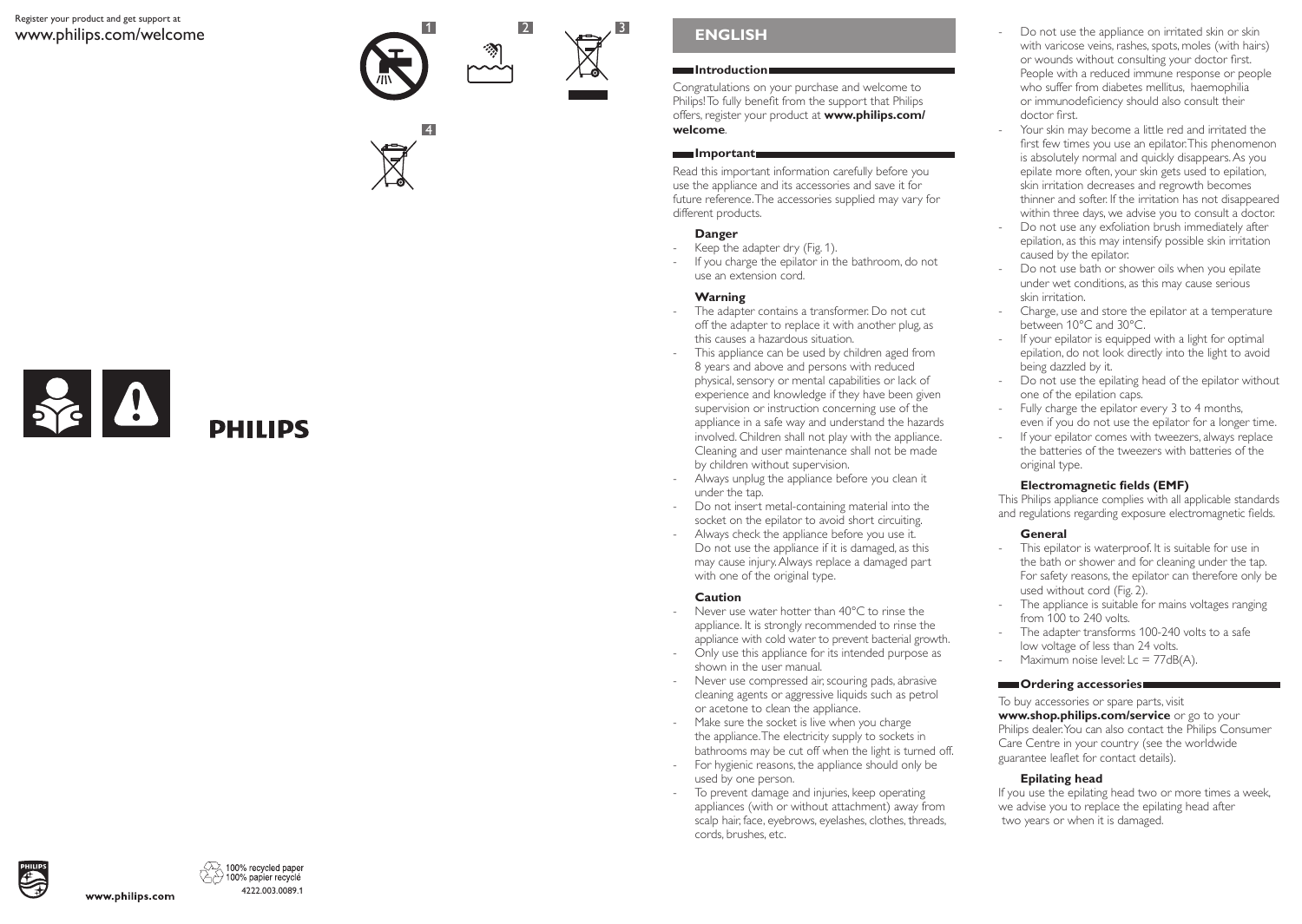Register your product and get support at
www.philips.com/welcome

PHILIPS

100% recycled paper
100% papier recyclé
4222.003.0089.1

www.philips.com

# ENGLISH

## Introduction

Congratulations on your purchase and welcome to Philips! To fully benefit from the support that Philips offers, register your product at **www.philips.com/welcome**.

## Important

Read this important information carefully before you use the appliance and its accessories and save it for future reference. The accessories supplied may vary for different products.

### Danger

- Keep the adapter dry (Fig. 1).
- If you charge the epilator in the bathroom, do not use an extension cord.

### Warning

- The adapter contains a transformer. Do not cut off the adapter to replace it with another plug, as this causes a hazardous situation.
- This appliance can be used by children aged from 8 years and above and persons with reduced physical, sensory or mental capabilities or lack of experience and knowledge if they have been given supervision or instruction concerning use of the appliance in a safe way and understand the hazards involved. Children shall not play with the appliance. Cleaning and user maintenance shall not be made by children without supervision.
- Always unplug the appliance before you clean it under the tap.
- Do not insert metal-containing material into the socket on the epilator to avoid short circuiting.
- Always check the appliance before you use it. Do not use the appliance if it is damaged, as this may cause injury. Always replace a damaged part with one of the original type.

### Caution

- Never use water hotter than 40°C to rinse the appliance. It is strongly recommended to rinse the appliance with cold water to prevent bacterial growth.
- Only use this appliance for its intended purpose as shown in the user manual.
- Never use compressed air, scouring pads, abrasive cleaning agents or aggressive liquids such as petrol or acetone to clean the appliance.
- Make sure the socket is live when you charge the appliance. The electricity supply to sockets in bathrooms may be cut off when the light is turned off.
- For hygienic reasons, the appliance should only be used by one person.
- To prevent damage and injuries, keep operating appliances (with or without attachment) away from scalp hair, face, eyebrows, eyelashes, clothes, threads, cords, brushes, etc.
- Do not use the appliance on irritated skin or skin with varicose veins, rashes, spots, moles (with hairs) or wounds without consulting your doctor first. People with a reduced immune response or people who suffer from diabetes mellitus, haemophilia or immunodeficiency should also consult their doctor first.
- Your skin may become a little red and irritated the first few times you use an epilator. This phenomenon is absolutely normal and quickly disappears. As you epilate more often, your skin gets used to epilation, skin irritation decreases and regrowth becomes thinner and softer. If the irritation has not disappeared within three days, we advise you to consult a doctor.
- Do not use any exfoliation brush immediately after epilation, as this may intensify possible skin irritation caused by the epilator.
- Do not use bath or shower oils when you epilate under wet conditions, as this may cause serious skin irritation.
- Charge, use and store the epilator at a temperature between 10°C and 30°C.
- If your epilator is equipped with a light for optimal epilation, do not look directly into the light to avoid being dazzled by it.
- Do not use the epilating head of the epilator without one of the epilation caps.
- Fully charge the epilator every 3 to 4 months, even if you do not use the epilator for a longer time.
- If your epilator comes with tweezers, always replace the batteries of the tweezers with batteries of the original type.

### Electromagnetic fields (EMF)

This Philips appliance complies with all applicable standards and regulations regarding exposure electromagnetic fields.

### General

- This epilator is waterproof. It is suitable for use in the bath or shower and for cleaning under the tap. For safety reasons, the epilator can therefore only be used without cord (Fig. 2).
- The appliance is suitable for mains voltages ranging from 100 to 240 volts.
- The adapter transforms 100-240 volts to a safe low voltage of less than 24 volts.
- Maximum noise level: Lc = 77dB(A).

## Ordering accessories

To buy accessories or spare parts, visit **www.shop.philips.com/service** or go to your Philips dealer. You can also contact the Philips Consumer Care Centre in your country (see the worldwide guarantee leaflet for contact details).

### Epilating head

If you use the epilating head two or more times a week, we advise you to replace the epilating head after two years or when it is damaged.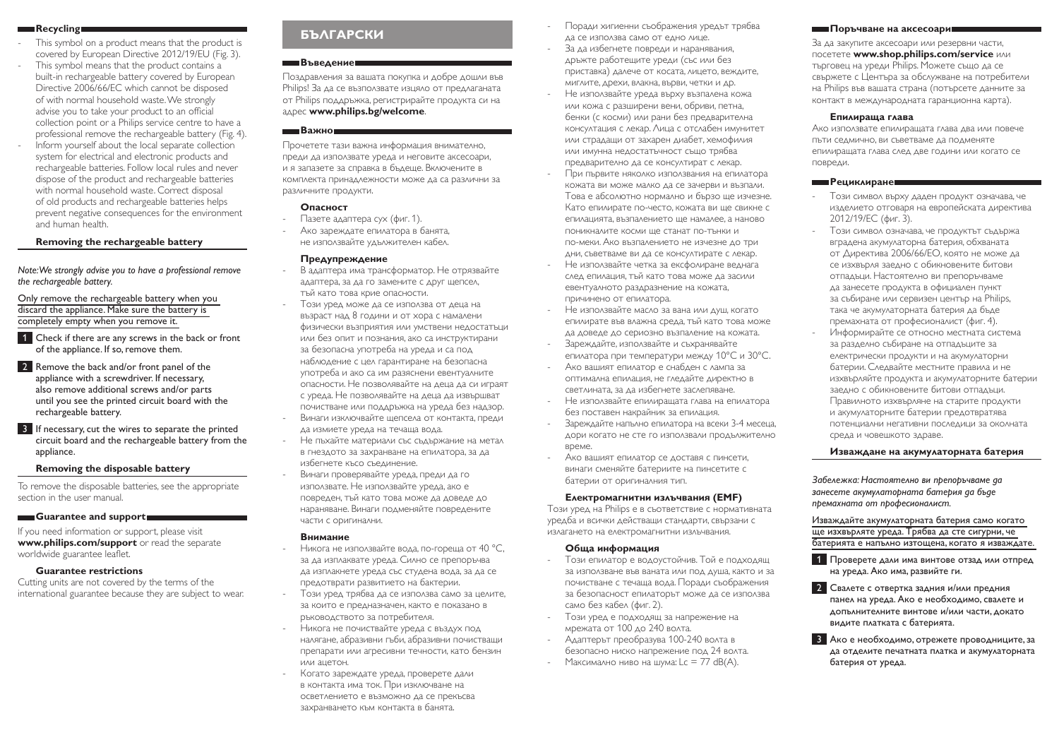## Recycling

- This symbol on a product means that the product is covered by European Directive 2012/19/EU (Fig. 3).
- This symbol means that the product contains a built-in rechargeable battery covered by European Directive 2006/66/EC which cannot be disposed of with normal household waste. We strongly advise you to take your product to an official collection point or a Philips service centre to have a professional remove the rechargeable battery (Fig. 4).
- Inform yourself about the local separate collection system for electrical and electronic products and rechargeable batteries. Follow local rules and never dispose of the product and rechargeable batteries with normal household waste. Correct disposal of old products and rechargeable batteries helps prevent negative consequences for the environment and human health.

### Removing the rechargeable battery

*Note: We strongly advise you to have a professional remove the rechargeable battery.*

Only remove the rechargeable battery when you discard the appliance. Make sure the battery is completely empty when you remove it.

1. Check if there are any screws in the back or front of the appliance. If so, remove them.
2. Remove the back and/or front panel of the appliance with a screwdriver. If necessary, also remove additional screws and/or parts until you see the printed circuit board with the rechargeable battery.
3. If necessary, cut the wires to separate the printed circuit board and the rechargeable battery from the appliance.

### Removing the disposable battery

To remove the disposable batteries, see the appropriate section in the user manual.

## Guarantee and support

If you need information or support, please visit **www.philips.com/support** or read the separate worldwide guarantee leaflet.

### Guarantee restrictions

Cutting units are not covered by the terms of the international guarantee because they are subject to wear.

# БЪЛГАРСКИ

## Въведение

Поздравления за вашата покупка и добре дошли във Philips! За да се възползвате изцяло от предлаганата от Philips поддръжка, регистрирайте продукта си на адрес **www.philips.bg/welcome**.

## Важно

Прочетете тази важна информация внимателно, преди да използвате уреда и неговите аксесоари, и я запазете за справка в бъдеще. Включените в комплекта принадлежности може да са различни за различните продукти.

### Опасност

- Пазете адаптера сух (фиг. 1).
- Ако зареждате епилатора в банята, не използвайте удължителен кабел.

### Предупреждение

- В адаптера има трансформатор. Не отрязвайте адаптера, за да го замените с друг щепсел, тъй като това крие опасности.
- Този уред може да се използва от деца на възраст над 8 години и от хора с намалени физически възприятия или умствени недостатъци или без опит и познания, ако са инструктирани за безопасна употреба на уреда и са под наблюдение с цел гарантиране на безопасна употреба и ако са им разяснени евентуалните опасности. Не позволявайте на деца да си играят с уреда. Не позволявайте на деца да извършват почистване или поддръжка на уреда без надзор.
- Винаги изключвайте щепсела от контакта, преди да измиете уреда на течаща вода.
- Не пъхайте материали със съдържание на метал в гнездото за захранване на епилатора, за да избегнете късо съединение.
- Винаги проверявайте уреда, преди да го използвате. Не използвайте уреда, ако е повреден, тъй като това може да доведе до нараняване. Винаги подменяйте повредените части с оригинални.

### Внимание

- Никога не използвайте вода, по-гореща от 40 °C, за да изплаквате уреда. Силно се препоръчва да изплакнете уреда със студена вода, за да се предотврати развитието на бактерии.
- Този уред трябва да се използва само за целите, за които е предназначен, както е показано в ръководството за потребителя.
- Никога не почиствайте уреда с въздух под налягане, абразивни гъби, абразивни почистващи препарати или агресивни течности, като бензин или ацетон.
- Когато зареждате уреда, проверете дали в контакта има ток. При изключване на осветлението е възможно да се прекъсва захранването към контакта в банята.
- Поради хигиенни съображения уредът трябва да се използва само от едно лице.
- За да избегнете повреди и наранявания, дръжте работещите уреди (със или без приставка) далеч от косата, лицето, веждите, миглите, дрехи, влакна, върви, четки и др.
- Не използвайте уреда върху възпалена кожа или кожа с разширени вени, обриви, петна, бенки (с косми) или рани без предварителна консултация с лекар. Лица с отслабен имунитет или страдащи от захарен диабет, хемофилия или имунна недостатъчност също трябва предварително да се консултират с лекар.
- При първите няколко използвания на епилатора кожата ви може малко да се зачерви и възпали. Това е абсолютно нормално и бързо ще изчезне. Като епилирате по-често, кожата ви ще свикне с епилацията, възпалението ще намалее, а наново поникналите косми ще станат по-тънки и по-меки. Ако възпалението не изчезне до три дни, съветваме ви да се консултирате с лекар.
- Не използвайте четка за ексфолиране веднага след епилация, тъй като това може да засили евентуалното раздразнение на кожата, причинено от епилатора.
- Не използвайте масло за вана или душ, когато епилирате във влажна среда, тъй като това може да доведе до сериозно възпаление на кожата.
- Зареждайте, използвайте и съхранявайте епилатора при температури между 10°C и 30°C.
- Ако вашият епилатор е снабден с лампа за оптимална епилация, не гледайте директно в светлината, за да избегнете заслепяване.
- Не използвайте епилираща глава на епилатора без поставен накрайник за епилация.
- Зареждайте напълно епилатора на всеки 3-4 месеца, дори когато не сте го използвали продължително време.
- Ако вашият епилатор се доставя с пинсети, винаги сменяйте батериите на пинсетите с батерии от оригиналния тип.

### Електромагнитни излъчвания (EMF)

Този уред на Philips е в съответствие с нормативната уредба и всички действащи стандарти, свързани с излагането на електромагнитни излъчвания.

### Обща информация

- Този епилатор е водоустойчив. Той е подходящ за използване във ваната или под душа, както и за почистване с течаща вода. Поради съображения за безопасност епилаторът може да се използва само без кабел (фиг. 2).
- Този уред е подходящ за напрежение на мрежата от 100 до 240 волта.
- Адаптерът преобразува 100-240 волта в безопасно ниско напрежение под 24 волта.
- Максимално ниво на шума: Lc = 77 dB(A).

## Поръчване на аксесоари

За да закупите аксесоари или резервни части, посетете **www.shop.philips.com/service** или търговец на уреди Philips. Можете също да се свържете с Центъра за обслужване на потребители на Philips във вашата страна (потърсете данните за контакт в международната гаранционна карта).

### Епилираща глава

Ако използвате епилиращата глава два или повече пъти седмично, ви съветваме да подменяте епилиращата глава след две години или когато се повреди.

## Рециклиране

- Този символ върху даден продукт означава, че изделието отговаря на европейската директива 2012/19/ЕС (фиг. 3).
- Този символ означава, че продуктът съдържа вградена акумулаторна батерия, обхваната от Директива 2006/66/ЕО, която не може да се изхвърля заедно с обикновените битови отпадъци. Настоятелно ви препоръчваме да занесете продукта в официален пункт за събиране или сервизен център на Philips, така че акумулаторната батерия да бъде премахната от професионалист (фиг. 4).
- Информирайте се относно местната система за разделно събиране на отпадъците за електрически продукти и на акумулаторни батерии. Следвайте местните правила и не изхвърляйте продукта и акумулаторните батерии заедно с обикновените битови отпадъци. Правилното изхвърляне на старите продукти и акумулаторните батерии предотвратява потенциални негативни последици за околната среда и човешкото здраве.

### Изваждане на акумулаторната батерия

*Забележка: Настоятелно ви препоръчваме да занесете акумулаторната батерия да бъде премахната от професионалист.*

Изваждайте акумулаторната батерия само когато ще изхвърляте уреда. Трябва да сте сигурни, че батерията е напълно изтощена, когато я изваждате.

1. Проверете дали има винтове отзад или отпред на уреда. Ако има, развийте ги.
2. Свалете с отвертка задния и/или предния панел на уреда. Ако е необходимо, свалете и допълнителните винтове и/или части, докато видите платката с батерията.
3. Ако е необходимо, отрежете проводниците, за да отделите печатната платка и акумулаторната батерия от уреда.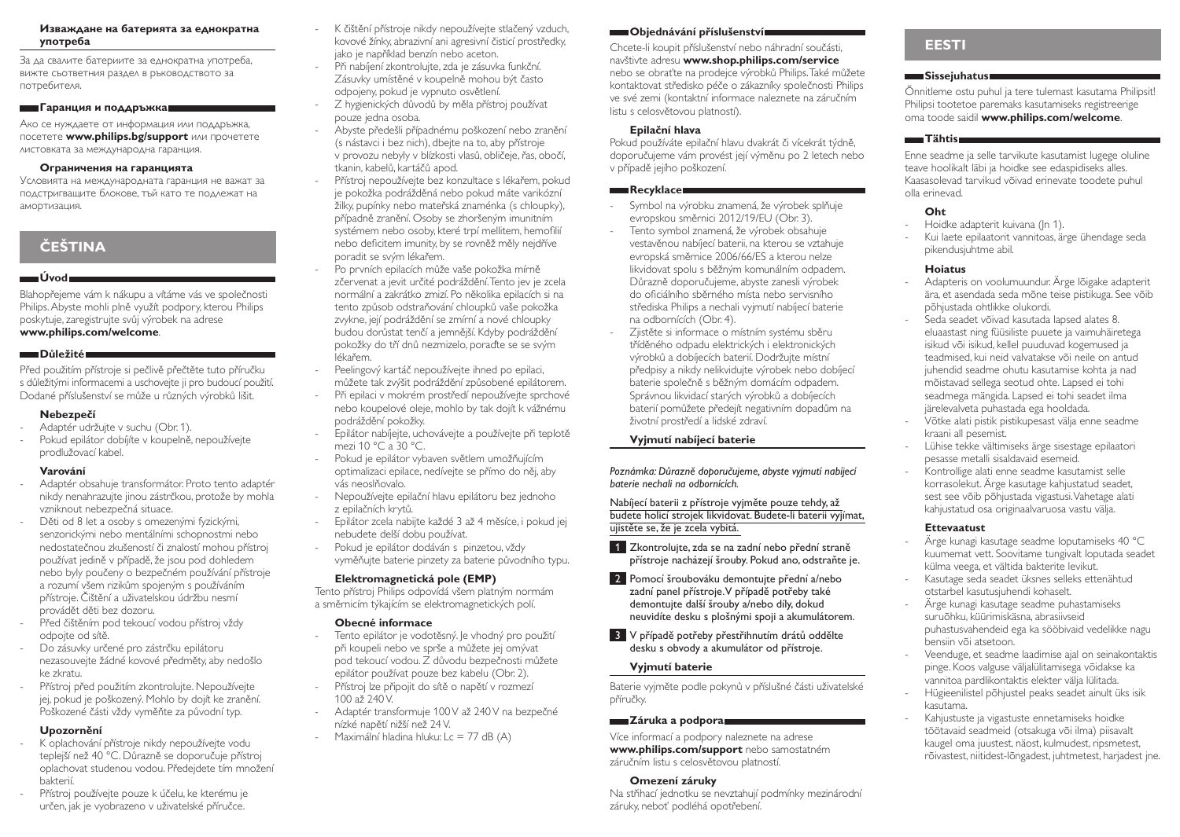#### Изваждане на батерията за еднократна употреба

За да свалите батериите за еднократна употреба, вижте съответния раздел в ръководството за потребителя.

#### Гаранция и поддръжка

Ако се нуждаете от информация или поддръжка, посетете **www.philips.bg/support** или прочетете листовката за международна гаранция.

#### Ограничения на гаранцията

Условията на международната гаранция не важат за подстригващите блокове, тъй като те подлежат на амортизация.

## ČEŠTINA

### Úvod

Blahopřejeme vám k nákupu a vítáme vás ve společnosti Philips. Abyste mohli plně využít podpory, kterou Philips poskytuje, zaregistrujte svůj výrobek na adrese **www.philips.com/welcome**.

### Důležité

Před použitím přístroje si pečlivě přečtěte tuto příručku s důležitými informacemi a uschovejte ji pro budoucí použití. Dodané příslušenství se může u různých výrobků lišit.

#### Nebezpečí

- Adaptér udržujte v suchu (Obr. 1).
- Pokud epilátor dobíjíte v koupelně, nepoužívejte prodlužovací kabel.

#### Varování

- Adaptér obsahuje transformátor. Proto tento adaptér nikdy nenahrazujte jinou zástrčkou, protože by mohla vzniknout nebezpečná situace.
- Děti od 8 let a osoby s omezenými fyzickými, senzorickými nebo mentálními schopnostmi nebo nedostatečnou zkušeností či znalostí mohou přístroj používat jedině v případě, že jsou pod dohledem nebo byly poučeny o bezpečném používání přístroje a rozumí všem rizikům spojeným s používáním přístroje. Čištění a uživatelskou údržbu nesmí provádět děti bez dozoru.
- Před čištěním pod tekoucí vodou přístroj vždy odpojte od sítě.
- Do zásuvky určené pro zástrčku epilátoru nezasouvejte žádné kovové předměty, aby nedošlo ke zkratu.
- Přístroj před použitím zkontrolujte. Nepoužívejte jej, pokud je poškozený. Mohlo by dojít ke zranění. Poškozené části vždy vyměňte za původní typ.

#### Upozornění

- K oplachování přístroje nikdy nepoužívejte vodu teplejší než 40 °C. Důrazně se doporučuje přístroj oplachovat studenou vodou. Předejdete tím množení bakterií.
- Přístroj používejte pouze k účelu, ke kterému je určen, jak je vyobrazeno v uživatelské příručce.
- K čištění přístroje nikdy nepoužívejte stlačený vzduch, kovové žínky, abrazivní ani agresivní čisticí prostředky, jako je například benzín nebo aceton.
- Při nabíjení zkontrolujte, zda je zásuvka funkční. Zásuvky umístěné v koupelně mohou být často odpojeny, pokud je vypnuto osvětlení.
- Z hygienických důvodů by měla přístroj používat pouze jedna osoba.
- Abyste předešli případnému poškození nebo zranění (s nástavci i bez nich), dbejte na to, aby přístroje v provozu nebyly v blízkosti vlasů, obličeje, řas, obočí, tkanin, kabelů, kartáčů apod.
- Přístroj nepoužívejte bez konzultace s lékařem, pokud je pokožka podrážděná nebo pokud máte varikózní žilky, pupínky nebo mateřská znaménka (s chloupky), případně zranění. Osoby se zhoršeným imunitním systémem nebo osoby, které trpí mellitem, hemofilií nebo deficitem imunity, by se rovněž měly nejdříve poradit se svým lékařem.
- Po prvních epilacích může vaše pokožka mírně zčervenat a jevit určité podráždění. Tento jev je zcela normální a zakrátko zmizí. Po několika epilacích si na tento způsob odstraňování chloupků vaše pokožka zvykne, její podráždění se zmírní a nové chloupky budou dorůstat tenčí a jemnější. Kdyby podráždění pokožky do tří dnů nezmizelo, poraďte se se svým lékařem.
- Peelingový kartáč nepoužívejte ihned po epilaci, můžete tak zvýšit podráždění způsobené epilátorem.
- Při epilaci v mokrém prostředí nepoužívejte sprchové nebo koupelové oleje, mohlo by tak dojít k vážnému podráždění pokožky.
- Epilátor nabíjejte, uchovávejte a používejte při teplotě mezi 10 °C a 30 °C.
- Pokud je epilátor vybaven světlem umožňujícím optimalizaci epilace, nedívejte se přímo do něj, aby vás neoslňovalo.
- Nepoužívejte epilační hlavu epilátoru bez jednoho z epilačních krytů.
- Epilátor zcela nabijte každé 3 až 4 měsíce, i pokud jej nebudete delší dobu používat.
- Pokud je epilátor dodáván s pinzetou, vždy vyměňujte baterie pinzety za baterie původního typu.

#### Elektromagnetická pole (EMP)

Tento přístroj Philips odpovídá všem platným normám a směrnicím týkajícím se elektromagnetických polí.

#### Obecné informace

- Tento epilátor je vodotěsný. Je vhodný pro použití při koupeli nebo ve sprše a můžete jej omývat pod tekoucí vodou. Z důvodu bezpečnosti můžete epilátor používat pouze bez kabelu (Obr. 2).
- Přístroj lze připojit do sítě o napětí v rozmezí 100 až 240 V.
- Adaptér transformuje 100 V až 240 V na bezpečné nízké napětí nižší než 24 V.
- Maximální hladina hluku: Lc = 77 dB (A)

### Objednávání příslušenství

Chcete-li koupit příslušenství nebo náhradní součásti, navštivte adresu **www.shop.philips.com/service** nebo se obraťte na prodejce výrobků Philips. Také můžete kontaktovat středisko péče o zákazníky společnosti Philips ve své zemi (kontaktní informace naleznete na záručním listu s celosvětovou platností).

#### Epilační hlava

Pokud používáte epilační hlavu dvakrát či vícekrát týdně, doporučujeme vám provést její výměnu po 2 letech nebo v případě jejího poškození.

### Recyklace

- Symbol na výrobku znamená, že výrobek splňuje evropskou směrnici 2012/19/EU (Obr. 3).
- Tento symbol znamená, že výrobek obsahuje vestavěnou nabíjecí baterii, na kterou se vztahuje evropská směrnice 2006/66/ES a kterou nelze likvidovat spolu s běžným komunálním odpadem. Důrazně doporučujeme, abyste zanesli výrobek do oficiálního sběrného místa nebo servisního střediska Philips a nechali vyjmutí nabíjecí baterie na odbornících (Obr. 4).
- Zjistěte si informace o místním systému sběru tříděného odpadu elektrických i elektronických výrobků a dobíjecích baterií. Dodržujte místní předpisy a nikdy nelikvidujte výrobek nebo dobíjecí baterie společně s běžným domácím odpadem. Správnou likvidací starých výrobků a dobíjecích baterií pomůžete předejít negativním dopadům na životní prostředí a lidské zdraví.

#### Vyjmutí nabíjecí baterie

*Poznámka: Důrazně doporučujeme, abyste vyjmutí nabíjecí baterie nechali na odbornících.*

Nabíjecí baterii z přístroje vyjměte pouze tehdy, až budete holicí strojek likvidovat. Budete-li baterii vyjímat, ujistěte se, že je zcela vybitá.

1. Zkontrolujte, zda se na zadní nebo přední straně přístroje nacházejí šrouby. Pokud ano, odstraňte je.
2. Pomocí šroubováku demontujte přední a/nebo zadní panel přístroje. V případě potřeby také demontujte další šrouby a/nebo díly, dokud neuvidíte desku s plošnými spoji a akumulátorem.
3. V případě potřeby přestřihnutím drátů oddělte desku s obvody a akumulátor od přístroje.

#### Vyjmutí baterie

Baterie vyjměte podle pokynů v příslušné části uživatelské příručky.

### Záruka a podpora

Více informací a podpory naleznete na adrese **www.philips.com/support** nebo samostatném záručním listu s celosvětovou platností.

#### Omezení záruky

Na stříhací jednotku se nevztahují podmínky mezinárodní záruky, neboť podléhá opotřebení.

## EESTI

### Sissejuhatus

Õnnitleme ostu puhul ja tere tulemast kasutama Philipsit! Philipsi tootetoe paremaks kasutamiseks registreerige oma toode saidil **www.philips.com/welcome**.

### Tähtis

Enne seadme ja selle tarvikute kasutamist lugege oluline teave hoolikalt läbi ja hoidke see edaspidiseks alles. Kaasasolevad tarvikud võivad erinevate toodete puhul olla erinevad.

#### Oht

- Hoidke adapterit kuivana (Jn 1).
- Kui laete epilaatorit vannitoas, ärge ühendage seda pikendusjuhtme abil.

#### Hoiatus

- Adapteris on voolumuundur. Ärge lõigake adapterit ära, et asendada seda mõne teise pistikuga. See võib põhjustada ohtlikke olukordi.
- Seda seadet võivad kasutada lapsed alates 8. eluaastast ning füüsiliste puuete ja vaimuhäiretega isikud või isikud, kellel puuduvad kogemused ja teadmised, kui neid valvatakse või neile on antud juhendid seadme ohutu kasutamise kohta ja nad mõistavad sellega seotud ohte. Lapsed ei tohi seadmega mängida. Lapsed ei tohi seadet ilma järelevalveta puhastada ega hooldada.
- Võtke alati pistik pistikupesast välja enne seadme kraani all pesemist.
- Lühise vältimiseks ärge sisestage epilaatori pesasse metalli sisaldavaid esemeid.
- Kontrollige alati enne seadme kasutamist selle korrasolekut. Ärge kasutage kahjustatud seadet, sest see võib põhjustada vigastusi. Vahetage alati kahjustatud osa originaalvaruosa vastu välja.

#### Ettevaatust

- Ärge kunagi kasutage seadme loputamiseks 40 °C kuumemat vett. Soovitame tungivalt loputada seadet külma veega, et vältida bakterite levikut.
- Kasutage seda seadet üksnes selleks ettenähtud otstarbel kasutusjuhendi kohaselt.
- Ärge kunagi kasutage seadme puhastamiseks suruõhku, küürimiskäsna, abrasiivseid puhastusvahendeid ega ka söövitavaid vedelikke nagu bensiin või atsetoon.
- Veenduge, et seadme laadimise ajal on seinakontaktis pinge. Koos valguse väljalülitamisega võidakse ka vannitoa pardlikontaktis elekter välja lülitada.
- Hügieenilistel põhjustel peaks seadet ainult üks isik kasutama.
- Kahjustuste ja vigastuste ennetamiseks hoidke töötavaid seadmeid (otsakuga või ilma) piisavalt kaugel oma juustest, näost, kulmudest, ripsmetest, rõivastest, niitidest-lõngadest, juhtmetest, harjadest jne.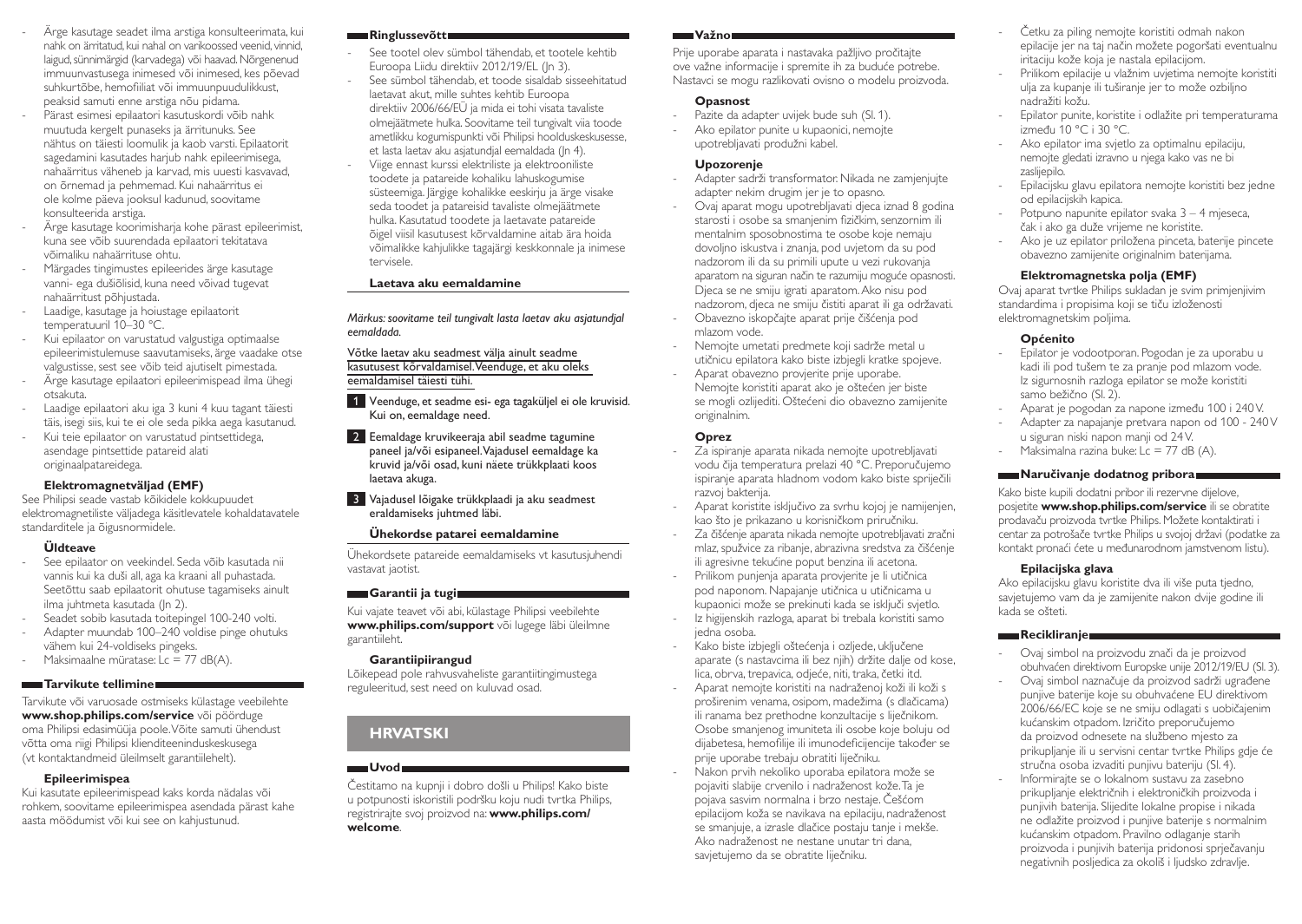- Ärge kasutage seadet ilma arstiga konsulteerimata, kui nahk on ärritunud, kui nahal on varikoossed veenid, vinnid, laigud, sünnimärgid (karvadega) või haavad. Nõrgenenud immuunvastusega inimesed või inimesed, kes põevad suhkurtõbe, hemofiiliat või immuunpuudulikkust, peaksid samuti enne arstiga nõu pidama.
- Pärast esimesi epilaatori kasutuskordi võib nahk muutuda kergelt punaseks ja ärrituda. See nähtus on täiesti loomulik ja kaob varsti. Epilaatorit sagedamini kasutades harjub nahk epileerimisega, nahaärritus väheneb ja karvad, mis uuesti kasvavad, on õrnemad ja pehmemad. Kui nahaärritus ei ole kolme päeva jooksul kadunud, soovitame konsulteerida arstiga.
- Ärge kasutage koorimisharja kohe pärast epileerimist, kuna see võib suurendada epilaatori tekitatava võimaliku nahaärrituse ohtu.
- Märgades tingimustes epileerides ärge kasutage vanni- ega dušiõlisid, kuna need võivad tugevat nahaärritust põhjustada.
- Laadige, kasutage ja hoiustage epilaatorit temperatuuril 10–30 °C.
- Kui epilaator on varustatud valgustiga optimaalse epileerimistulemuse saavutamiseks, ärge vaadake otse valgustisse, sest see võib teid ajutiselt pimestada.
- Ärge kasutage epilaatori epileerimispead ilma ühegi otsakuta.
- Laadige epilaatori aku iga 3 kuni 4 kuu tagant täiesti täis, isegi siis, kui te ei ole seda pikka aega kasutanud.
- Kui teie epilaator on varustatud pintsettidega, asendage pintsettide patareid alati originaalpatareidega.

### Elektromagnetväljad (EMF)

See Philipsi seade vastab kõikidele kokkupuudet elektromagnetiliste väljadega käsitlevatele kohaldatavatele standarditele ja õigusnormidele.

### Üldteave

- See epilaator on veekindel. Seda võib kasutada nii vannis kui ka duši all, aga ka kraani all puhastada. Seetõttu saab epilaatorit ohutuse tagamiseks ainult ilma juhtmeta kasutada (Jn 2).
- Seadet sobib kasutada toitepingel 100-240 volti.
- Adapter muundab 100–240 voldise pinge ohutuks vähem kui 24-voldiseks pingeks.
- Maksimaalne müratase: Lc = 77 dB(A).

## Tarvikute tellimine

Tarvikute või varuosade ostmiseks külastage veebilehte **www.shop.philips.com/service** või pöörduge oma Philipsi edasimüüja poole. Võite samuti ühendust võtta oma riigi Philipsi klienditeeninduskeskusega (vt kontaktandmeid üleilmselt garantiilehelt).

### Epileerimispea

Kui kasutate epileerimispead kaks korda nädalas või rohkem, soovitame epileerimispea asendada pärast kahe aasta möödumist või kui see on kahjustunud.

## Ringlussevõtt

- See tootel olev sümbol tähendab, et tootele kehtib Euroopa Liidu direktiiv 2012/19/EL (Jn 3).
- See sümbol tähendab, et toode sisaldab sisseehitatud laetavat akut, mille suhtes kehtib Euroopa direktiiv 2006/66/EÜ ja mida ei tohi visata tavaliste olmejäätmete hulka. Soovitame teil tungivalt viia toode ametlikku kogumispunkti või Philipsi hoolduskeskusesse, et lasta laetav aku asjatundjal eemaldada (Jn 4).
- Viige ennast kurssi elektriliste ja elektrooniliste toodete ja patareide kohaliku lahuskogumise süsteemiga. Järgige kohalikke eeskirju ja ärge visake seda toodet ja patareisid tavaliste olmejäätmete hulka. Kasutatud toodete ja laetavate patareide õigel viisil kasutusest kõrvaldamine aitab ära hoida võimalikke kahjulikke tagajärgi keskkonnale ja inimese tervisele.

### Laetava aku eemaldamine

*Märkus: soovitame teil tungivalt lasta laetav aku asjatundjal eemaldada.*

Võtke laetav aku seadmest välja ainult seadme kasutusest kõrvaldamisel. Veenduge, et aku oleks eemaldamisel täiesti tühi.

1. Veenduge, et seadme esi- ega tagaküljel ei ole kruvisid. Kui on, eemaldage need.
2. Eemaldage kruvikeeraja abil seadme tagumine paneel ja/või esipaneel. Vajadusel eemaldage ka kruvid ja/või osad, kuni näete trükkplaati koos laetava akuga.
3. Vajadusel lõigake trükkplaadi ja aku seadmest eraldamiseks juhtmed läbi.

### Ühekordse patarei eemaldamine

Ühekordsete patareide eemaldamiseks vt kasutusjuhendi vastavat jaotist.

## Garantii ja tugi

Kui vajate teavet või abi, külastage Philipsi veebilehte **www.philips.com/support** või lugege läbi üleilmne garantiileht.

### Garantiipiirangud

Lõikepead pole rahvusvaheliste garantiitingimustega reguleeritud, sest need on kuluvad osad.

# HRVATSKI

## Uvod

Čestitamo na kupnji i dobro došli u Philips! Kako biste u potpunosti iskoristili podršku koju nudi tvrtka Philips, registrirajte svoj proizvod na: **www.philips.com/welcome**.

## Važno

Prije uporabe aparata i nastavaka pažljivo pročitajte ove važne informacije i spremite ih za buduće potrebe. Nastavci se mogu razlikovati ovisno o modelu proizvoda.

### Opasnost

- Pazite da adapter uvijek bude suh (Sl. 1).
- Ako epilator punite u kupaonici, nemojte upotrebljavati produžni kabel.

### Upozorenje

- Adapter sadrži transformator. Nikada ne zamjenjujte adapter nekim drugim jer je to opasno.
- Ovaj aparat mogu upotrebljavati djeca iznad 8 godina starosti i osobe sa smanjenim fizičkim, senzornim ili mentalnim sposobnostima te osobe koje nemaju dovoljno iskustva i znanja, pod uvjetom da su pod nadzorom ili da su primili upute u vezi rukovanja aparatom na siguran način te razumiju moguće opasnosti. Djeca se ne smiju igrati aparatom. Ako nisu pod nadzorom, djeca ne smiju čistiti aparat ili ga održavati.
- Obavezno iskopčajte aparat prije čišćenja pod mlazom vode.
- Nemojte umetati predmete koji sadrže metal u utičnicu epilatora kako biste izbjegli kratke spojeve.
- Aparat obavezno provjerite prije uporabe. Nemojte koristiti aparat ako je oštećen jer biste se mogli ozlijediti. Oštećeni dio obavezno zamijenite originalnim.

### Oprez

- Za ispiranje aparata nikada nemojte upotrebljavati vodu čija temperatura prelazi 40 °C. Preporučujemo ispiranje aparata hladnom vodom kako biste spriječili razvoj bakterija.
- Aparat koristite isključivo za svrhu kojoj je namijenjen, kao što je prikazano u korisničkom priručniku.
- Za čišćenje aparata nikada nemojte upotrebljavati zračni mlaz, spužvice za ribanje, abrazivna sredstva za čišćenje ili agresivne tekućine poput benzina ili acetona.
- Prilikom punjenja aparata provjerite je li utičnica pod naponom. Napajanje utičnica u utičnicama u kupaonici može se prekinuti kada se isključi svjetlo.
- Iz higijenskih razloga, aparat bi trebala koristiti samo jedna osoba.
- Kako biste izbjegli oštećenja i ozljede, uključene aparate (s nastavcima ili bez njih) držite dalje od kose, lica, obrva, trepavica, odjeće, niti, traka, četki itd.
- Aparat nemojte koristiti na nadraženoj koži ili koži s proširenim venama, osipom, madežima (s dlačicama) ili ranama bez prethodne konzultacije s liječnikom. Osobe smanjenog imuniteta ili osobe koje boluju od dijabetesa, hemofilije ili imunodeficijencije također se prije uporabe trebaju obratiti liječniku.
- Nakon prvih nekoliko uporaba epilatora može se pojaviti slabije crvenilo i nadraženost kože. Ta je pojava sasvim normalna i brzo nestaje. Češćom epilacijom koža se navikava na epilaciju, nadraženost se smanjuje, a izrasle dlačice postaju tanje i mekše. Ako nadraženost ne nestane unutar tri dana, savjetujemo da se obratite liječniku.
- Četku za piling nemojte koristiti odmah nakon epilacije jer na taj način možete pogoršati eventualnu iritaciju kože koja je nastala epilacijom.
- Prilikom epilacije u vlažnim uvjetima nemojte koristiti ulja za kupanje ili tuširanje jer to može ozbiljno nadražiti kožu.
- Epilator punite, koristite i odlažite pri temperaturama između 10 °C i 30 °C.
- Ako epilator ima svjetlo za optimalnu epilaciju, nemojte gledati izravno u njega kako vas ne bi zaslijepilo.
- Epilacijsku glavu epilatora nemojte koristiti bez jedne od epilacijskih kapica.
- Potpuno napunite epilator svaka 3 – 4 mjeseca, čak i ako ga duže vrijeme ne koristite.
- Ako je uz epilator priložena pinceta, baterije pincete obavezno zamijenite originalnim baterijama.

### Elektromagnetska polja (EMF)

Ovaj aparat tvrtke Philips sukladan je svim primjenjivim standardima i propisima koji se tiču izloženosti elektromagnetskim poljima.

### Općenito

- Epilator je vodootporan. Pogodan je za uporabu u kadi ili pod tušem te za pranje pod mlazom vode. Iz sigurnosnih razloga epilator se može koristiti samo bežično (Sl. 2).
- Aparat je pogodan za napone između 100 i 240 V.
- Adapter za napajanje pretvara napon od 100 - 240 V u siguran niski napon manji od 24 V.
- Maksimalna razina buke: Lc = 77 dB (A).

## Naručivanje dodatnog pribora

Kako biste kupili dodatni pribor ili rezervne dijelove, posjetite **www.shop.philips.com/service** ili se obratite prodavaču proizvoda tvrtke Philips. Možete kontaktirati i centar za potrošače tvrtke Philips u svojoj državi (podatke za kontakt pronaći ćete u međunarodnom jamstvenom listu).

### Epilacijska glava

Ako epilacijsku glavu koristite dva ili više puta tjedno, savjetujemo vam da je zamijenite nakon dvije godine ili kada se ošteti.

## Recikliranje

- Ovaj simbol na proizvodu znači da je proizvod obuhvaćen direktivom Europske unije 2012/19/EU (Sl. 3).
- Ovaj simbol naznačuje da proizvod sadrži ugrađene punjive baterije koje su obuhvaćene EU direktivom 2006/66/EC koje se ne smiju odlagati s uobičajenim kućanskim otpadom. Izričito preporučujemo da proizvod odnesete na službeno mjesto za prikupljanje ili u servisni centar tvrtke Philips gdje će stručna osoba izvaditi punjivu bateriju (Sl. 4).
- Informirajte se o lokalnom sustavu za zasebno prikupljanje električnih i elektroničkih proizvoda i punjivih baterija. Slijedite lokalne propise i nikada ne odlažite proizvod i punjive baterije s normalnim kućanskim otpadom. Pravilno odlaganje starih proizvoda i punjivih baterija pridonosi sprječavanju negativnih posljedica za okoliš i ljudsko zdravlje.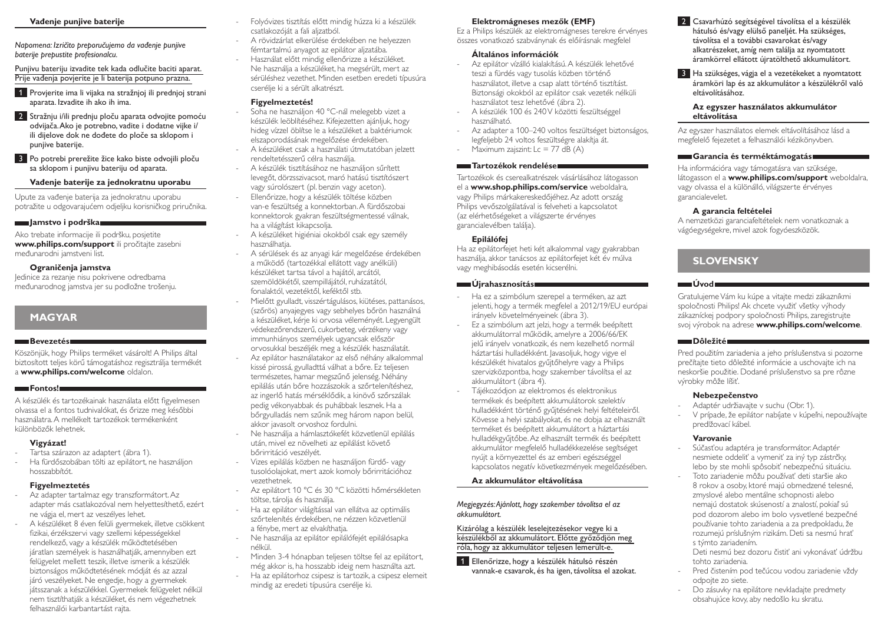### Vađenje punjive baterije

*Napomena: Izričito preporučujemo da vađenje punjive baterije prepustite profesionalcu.*

Punjivu bateriju izvadite tek kada odlučite baciti aparat. Prije vađenja povjerite je li baterija potpuno prazna.

1. Provjerite ima li vijaka na stražnjoj ili prednjoj strani aparata. Izvadite ih ako ih ima.
2. Stražnju i/ili prednju ploču aparata odvojite pomoću odvijača. Ako je potrebno, vadite i dodatne vijke i/ili dijelove dok ne dođete do ploče sa sklopom i punjive baterije.
3. Po potrebi prerežite žice kako biste odvojili ploču sa sklopom i punjivu bateriju od aparata.

### Vađenje baterije za jednokratnu uporabu

Upute za vađenje baterija za jednokratnu uporabu potražite u odgovarajućem odjeljku korisničkog priručnika.

## Jamstvo i podrška

Ako trebate informacije ili podršku, posjetite **www.philips.com/support** ili pročitajte zasebni međunarodni jamstveni list.

### Ograničenja jamstva

Jedinice za rezanje nisu pokrivene odredbama međunarodnog jamstva jer su podložne trošenju.

# MAGYAR

## Bevezetés

Köszönjük, hogy Philips terméket vásárolt! A Philips által biztosított teljes körű támogatáshoz regisztrálja termékét a **www.philips.com/welcome** oldalon.

## Fontos!

A készülék és tartozékainak használata előtt figyelmesen olvassa el a fontos tudnivalókat, és őrizze meg későbbi használatra. A mellékelt tartozékok termékenként különbözők lehetnek.

### Vigyázat!

- Tartsa szárazon az adaptert (ábra 1).
- Ha fürdőszobában tölti az epilátort, ne használjon hosszabbítót.

### Figyelmeztetés

- Az adapter tartalmaz egy transzformátort. Az adapter más csatlakozóval nem helyettesíthető, ezért ne vágja el, mert az veszélyes lehet.
- A készüléket 8 éven felüli gyermekek, illetve csökkent fizikai, érzékszervi vagy szellemi képességekkel rendelkező, vagy a készülék működtetésében járatlan személyek is használhatják, amennyiben ezt felügyelet mellett teszik, illetve ismerik a készülék biztonságos működtetésének módját és az azzal járó veszélyeket. Ne engedje, hogy a gyermekek játsszanak a készülékkel. Gyermekek felügyelet nélkül nem tisztíthatják a készüléket, és nem végezhetnek felhasználói karbantartást rajta.
- Folyóvizes tisztítás előtt mindig húzza ki a készülék csatlakozóját a fali aljzatból.
- A rövidzárlat elkerülése érdekében ne helyezzen fémtartalmú anyagot az epilátor aljzatába.
- Használat előtt mindig ellenőrizze a készüléket. Ne használja a készüléket, ha megsérült, mert az sérüléshez vezethet. Minden esetben eredeti típusúra cserélje ki a sérült alkatrészt.

### Figyelmeztetés!

- Soha ne használjon 40 °C-nál melegebb vizet a készülék leöblítéséhez. Kifejezetten ajánljuk, hogy hideg vízzel öblítse le a készüléket a baktériumok elszaporodásának megelőzése érdekében.
- A készüléket csak a használati útmutatóban jelzett rendeltetésszerű célra használja.
- A készülék tisztításához ne használjon sűrített levegőt, dörzsszivacsot, maró hatású tisztítószert vagy súrolószert (pl. benzin vagy aceton).
- Ellenőrizze, hogy a készülék töltése közben van-e feszültség a konnektorban. A fürdőszobai konnektorok gyakran feszültségmentessé válnak, ha a világítást kikapcsolja.
- A készüléket higiéniai okokból csak egy személy használhatja.
- A sérülések és az anyagi kár megelőzése érdekében a működő (tartozékkal ellátott vagy anélküli) készüléket tartsa távol a hajától, arcától, szemöldökétől, szempillájától, ruházatától, fonalaktól, vezetéktől, kefektől stb.
- Mielőtt gyulladt, visszértágulásos, kiütéses, pattanásos, (szőrös) anyajegyes vagy sebhelyes bőrön használná a készüléket, kérje ki orvosa véleményét. Legyengült védekezőrendszerű, cukorbeteg, vérzékeny vagy immunhiányos személyek ugyancsak először orvosukkal beszéljék meg a készülék használatát.
- Az epilátor használatakor az első néhány alkalommal kissé pirossá, gyulladttá válhat a bőre. Ez teljesen természetes, hamar megszűnő jelenség. Néhány epilálás után bőre hozzászokik a szőrtelenítéshez, az ingerlő hatás mérséklődik, a kinövő szőrszálak pedig vékonyabbak és puhábbak lesznek. Ha a bőrgyulladás nem szűnik meg három napon belül, akkor javasolt orvoshoz fordulni.
- Ne használja a hámlasztókefét közvetlenül epilálás után, mivel ez növelheti az epilálást követő bőrirritáció veszélyét.
- Vizes epilálás közben ne használjon fürdő- vagy tusolóolajokat, mert azok komoly bőrirritációhoz vezethetnek.
- Az epilátort 10 °C és 30 °C közötti hőmérsékleten töltse, tárolja és használja.
- Ha az epilátor világítással van ellátva az optimális szőrtelenítés érdekében, ne nézzen közvetlenül a fénybe, mert az elvakíthatja.
- Ne használja az epilátor epilálófejét epilálósapka nélkül.
- Minden 3-4 hónapban teljesen töltse fel az epilátort, még akkor is, ha hosszabb ideig nem használta azt.
- Ha az epilátorhoz csipesz is tartozik, a csipesz elemeit mindig az eredeti típusúra cserélje ki.

### Elektromágneses mezők (EMF)

Ez a Philips készülék az elektromágneses terekre érvényes összes vonatkozó szabványnak és előírásnak megfelel

### Általános információk

- Az epilátor vízálló kialakítású. A készülék lehetővé teszi a fürdés vagy tusolás közben történő használatot, illetve a csap alatt történő tisztítást. Biztonsági okokból az epilátor csak vezeték nélküli használatot tesz lehetővé (ábra 2).
- A készülék 100 és 240 V közötti feszültséggel használható.
- Az adapter a 100–240 voltos feszültséget biztonságos, legfeljebb 24 voltos feszültségre alakítja át.
- Maximum zajszint: Lc = 77 dB (A)

## Tartozékok rendelése

Tartozékok és cserealkatrészek vásárlásához látogasson el a **www.shop.philips.com/service** weboldalra, vagy Philips márkakereskedőjéhez. Az adott ország Philips vevőszolgálatával is felveheti a kapcsolatot (az elérhetőségeket a világszerte érvényes garancialevélben találja).

### Epilálófej

Ha az epilátorfejet heti két alkalommal vagy gyakrabban használja, akkor tanácsos az epilátorfejet két év múlva vagy meghibásodás esetén kicserélni.

## Újrahasznosítás

- Ha ez a szimbólum szerepel a terméken, az azt jelenti, hogy a termék megfelel a 2012/19/EU európai irányelv követelményeinek (ábra 3).
- Ez a szimbólum azt jelzi, hogy a termék beépített akkumulátorral működik, amelyre a 2006/66/EK jelű irányelv vonatkozik, és nem kezelhető normál háztartási hulladékként. Javasoljuk, hogy vigye el készülékét hivatalos gyűjtőhelyre vagy a Philips szervizközpontba, hogy szakember távolítsa el az akkumulátort (ábra 4).
- Tájékozódjon az elektromos és elektronikus termékek és beépített akkumulátorok szelektív hulladékként történő gyűjtésének helyi feltételeiről. Kövesse a helyi szabályokat, és ne dobja az elhasznált terméket és beépített akkumulátort a háztartási hulladékgyűjtőbe. Az elhasznált termék és beépített akkumulátor megfelelő hulladékkezelése segítséget nyújt a környezettel és az emberi egészséggel kapcsolatos negatív következmények megelőzésében.

### Az akkumulátor eltávolítása

*Megjegyzés: Ajánlott, hogy szakember távolítsa el az akkumulátort.*

Kizárólag a készülék leselejtezésekor vegye ki a készülékből az akkumulátort. Előtte győződjön meg róla, hogy az akkumulátor teljesen lemerült-e.

1. Ellenőrizze, hogy a készülék hátulsó részén vannak-e csavarok, és ha igen, távolítsa el azokat.
2. Csavarhúzó segítségével távolítsa el a készülék hátulsó és/vagy elülső paneljét. Ha szükséges, távolítsa el a további csavarokat és/vagy alkatrészeket, amíg nem találja az nyomtatott áramkörrel ellátott újratölthető akkumulátort.
3. Ha szükséges, vágja el a vezetékeket a nyomtatott áramköri lap és az akkumulátor a készülékről való eltávolításához.

### Az egyszer használatos akkumulátor eltávolítása

Az egyszer használatos elemek eltávolításához lásd a megfelelő fejezetet a felhasználói kézikönyvben.

## Garancia és terméktámogatás

Ha információra vagy támogatásra van szüksége, látogasson el a **www.philips.com/support** weboldalra, vagy olvassa el a különálló, világszerte érvényes garancialevelet.

### A garancia feltételei

A nemzetközi garanciafeltételek nem vonatkoznak a vágóegységekre, mivel azok fogyóeszközök.

# SLOVENSKY

## Úvod

Gratulujeme Vám ku kúpe a vitajte medzi zákazníkmi spoločnosti Philips! Ak chcete využiť všetky výhody zákazníckej podpory spoločnosti Philips, zaregistrujte svoj výrobok na adrese **www.philips.com/welcome**.

## Dôležité

Pred použitím zariadenia a jeho príslušenstva si pozorne prečítajte tieto dôležité informácie a uschovajte ich na neskoršie použitie. Dodané príslušenstvo sa pre rôzne výrobky môže líšiť.

### Nebezpečenstvo

- Adaptér udržiavajte v suchu (Obr. 1).
- V prípade, že epilátor nabíjate v kúpeľni, nepoužívajte predlžovací kábel.

### Varovanie

- Súčasťou adaptéra je transformátor. Adaptér nesmiete oddeliť a vymeniť za iný typ zástrčky, lebo by ste mohli spôsobiť nebezpečnú situáciu.
- Toto zariadenie môžu používať deti staršie ako 8 rokov a osoby, ktoré majú obmedzené telesné, zmyslové alebo mentálne schopnosti alebo nemajú dostatok skúseností a znalostí, pokiaľ sú pod dozorom alebo im bolo vysvetlené bezpečné používanie tohto zariadenia a za predpokladu, že rozumejú príslušným rizikám. Deti sa nesmú hrať s týmto zariadením.

  Deti nesmú bez dozoru čistiť ani vykonávať údržbu tohto zariadenia.
- Pred čistením pod tečúcou vodou zariadenie vždy odpojte zo siete.
- Do zásuvky na epilátore nevkladajte predmety obsahujúce kovy, aby nedošlo ku skratu.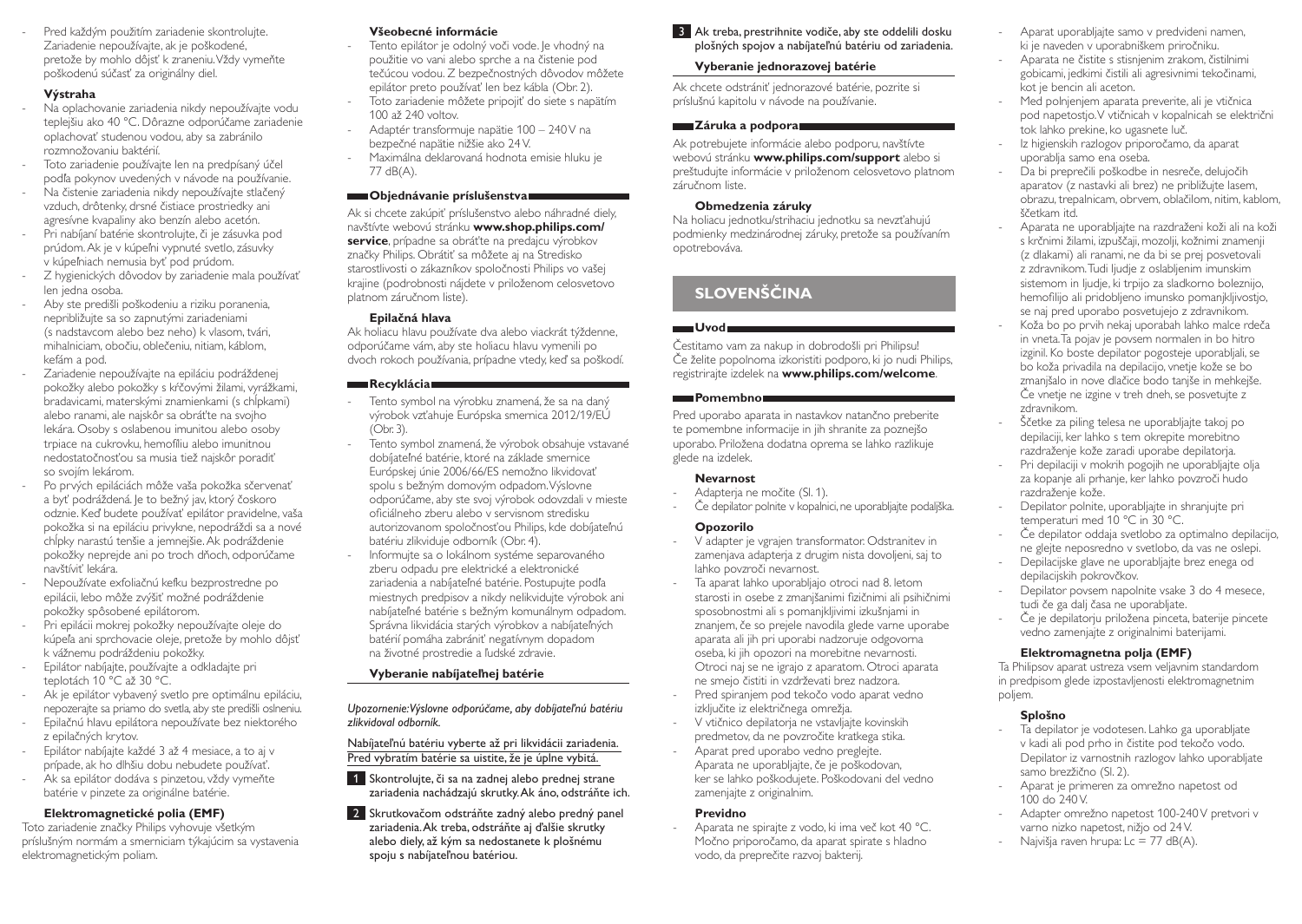- Pred každým použitím zariadenie skontrolujte. Zariadenie nepoužívajte, ak je poškodené, pretože by mohlo dôjsť k zraneniu. Vždy vymeňte poškodenú súčasť za originálny diel.

**Výstraha**

- Na oplachovanie zariadenia nikdy nepoužívajte vodu teplejšiu ako 40 °C. Dôrazne odporúčame zariadenie oplachovať studenou vodou, aby sa zabránilo rozmnožovaniu baktérií.
- Toto zariadenie používajte len na predpísaný účel podľa pokynov uvedených v návode na používanie.
- Na čistenie zariadenia nikdy nepoužívajte stlačený vzduch, drôtenky, drsné čistiace prostriedky ani agresívne kvapaliny ako benzín alebo acetón.
- Pri nabíjaní batérie skontrolujte, či je zásuvka pod prúdom. Ak je v kúpeľni vypnuté svetlo, zásuvky v kúpeľniach nemusia byť pod prúdom.
- Z hygienických dôvodov by zariadenie mala používať len jedna osoba.
- Aby ste predišli poškodeniu a riziku poranenia, nepribližujte sa so zapnutými zariadeniami (s nadstavcom alebo bez neho) k vlasom, tvári, mihalniciam, obočiu, oblečeniu, nitiam, káblom, kefám a pod.
- Zariadenie nepoužívajte na epiláciu podráždenej pokožky alebo pokožky s kŕčovými žilami, vyrážkami, bradavicami, materskými znamienkami (s chĺpkami) alebo ranami, ale najskôr sa obráťte na svojho lekára. Osoby s oslabenou imunitou alebo osoby trpiace na cukrovku, hemofíliu alebo imunitnou nedostatočnosťou sa musia tiež najskôr poradiť so svojím lekárom.
- Po prvých epiláciách môže vaša pokožka sčervenať a byť podráždená. Je to bežný jav, ktorý čoskoro odznie. Keď budete používať epilátor pravidelne, vaša pokožka si na epiláciu privykne, nepodráždi sa a nové chĺpky narastú tenšie a jemnejšie. Ak podráždenie pokožky neprejde ani po troch dňoch, odporúčame navštíviť lekára.
- Nepoužívate exfoliačnú kefku bezprostredne po epilácii, lebo môže zvýšiť možné podráždenie pokožky spôsobené epilátorom.
- Pri epilácii mokrej pokožky nepoužívajte oleje do kúpeľa ani sprchovacie oleje, pretože by mohlo dôjsť k vážnemu podráždeniu pokožky.
- Epilátor nabíjajte, používajte a odkladajte pri teplotách 10 °C až 30 °C.
- Ak je epilátor vybavený svetlo pre optimálnu epiláciu, nepozerajte sa priamo do svetla, aby ste predišli oslneniu.
- Epilačnú hlavu epilátora nepoužívate bez niektorého z epilačných krytov.
- Epilátor nabíjajte každé 3 až 4 mesiace, a to aj v prípade, ak ho dlhšiu dobu nebudete používať.
- Ak sa epilátor dodáva s pinzetou, vždy vymeňte batérie v pinzete za originálne batérie.

**Elektromagnetické polia (EMF)**

Toto zariadenie značky Philips vyhovuje všetkým príslušným normám a smerniciam týkajúcim sa vystavenia elektromagnetickým poliam.

**Všeobecné informácie**

- Tento epilátor je odolný voči vode. Je vhodný na použitie vo vani alebo sprche a na čistenie pod tečúcou vodou. Z bezpečnostných dôvodov môžete epilátor preto používať len bez kábla (Obr. 2).
- Toto zariadenie môžete pripojiť do siete s napätím 100 až 240 voltov.
- Adaptér transformuje napätie 100 – 240 V na bezpečné napätie nižšie ako 24 V.
- Maximálna deklarovaná hodnota emisie hluku je 77 dB(A).

## Objednávanie príslušenstva

Ak si chcete zakúpiť príslušenstvo alebo náhradné diely, navštívte webovú stránku **www.shop.philips.com/service**, prípadne sa obráťte na predajcu výrobkov značky Philips. Obrátiť sa môžete aj na Stredisko starostlivosti o zákazníkov spoločnosti Philips vo vašej krajine (podrobnosti nájdete v priloženom celosvetovo platnom záručnom liste).

**Epilačná hlava**

Ak holiacu hlavu používate dva alebo viackrát týždenne, odporúčame vám, aby ste holiacu hlavu vymenili po dvoch rokoch používania, prípadne vtedy, keď sa poškodí.

## Recyklácia

- Tento symbol na výrobku znamená, že sa na daný výrobok vzťahuje Európska smernica 2012/19/EÚ (Obr. 3).
- Tento symbol znamená, že výrobok obsahuje vstavané dobíjateľné batérie, ktoré na základe smernice Európskej únie 2006/66/ES nemožno likvidovať spolu s bežným domovým odpadom. Výslovne odporúčame, aby ste svoj výrobok odovzdali v mieste oficiálneho zberu alebo v servisnom stredisku autorizovanom spoločnosťou Philips, kde dobíjateľnú batériu zlikviduje odborník (Obr. 4).
- Informujte sa o lokálnom systéme separovaného zberu odpadu pre elektrické a elektronické zariadenia a nabíjateľné batérie. Postupujte podľa miestnych predpisov a nikdy nelikvidujte výrobok ani nabíjateľné batérie s bežným komunálnym odpadom. Správna likvidácia starých výrobkov a nabíjateľných batérií pomáha zabrániť negatívnym dopadom na životné prostredie a ľudské zdravie.

**Vyberanie nabíjateľnej batérie**

*Upozornenie: Výslovne odporúčame, aby dobíjateľnú batériu zlikvidoval odborník.*

Nabíjateľnú batériu vyberte až pri likvidácii zariadenia. Pred vybratím batérie sa uistite, že je úplne vybitá.

1. Skontrolujte, či sa na zadnej alebo prednej strane zariadenia nachádzajú skrutky. Ak áno, odstráňte ich.
2. Skrutkovačom odstráňte zadný alebo predný panel zariadenia. Ak treba, odstráňte aj ďalšie skrutky alebo diely, až kým sa nedostanete k plošnému spoju s nabíjateľnou batériou.
3. Ak treba, prestrihnite vodiče, aby ste oddelili dosku plošných spojov a nabíjateľnú batériu od zariadenia.

**Vyberanie jednorazovej batérie**

Ak chcete odstrániť jednorazové batérie, pozrite si príslušnú kapitolu v návode na používanie.

## Záruka a podpora

Ak potrebujete informácie alebo podporu, navštívte webovú stránku **www.philips.com/support** alebo si preštudujte informácie v priloženom celosvetovo platnom záručnom liste.

**Obmedzenia záruky**

Na holiacu jednotku/strihaciu jednotku sa nevzťahujú podmienky medzinárodnej záruky, pretože sa používaním opotrebováva.

# SLOVENŠČINA

## Uvod

Čestitamo vam za nakup in dobrodošli pri Philipsu! Če želite popolnoma izkoristiti podporo, ki jo nudi Philips, registrirajte izdelek na **www.philips.com/welcome**.

## Pomembno

Pred uporabo aparata in nastavkov natančno preberite te pomembne informacije in jih shranite za poznejšo uporabo. Priložena dodatna oprema se lahko razlikuje glede na izdelek.

**Nevarnost**

- Adapterja ne močite (Sl. 1).
- Če depilator polnite v kopalnici, ne uporabljajte podaljška.

**Opozorilo**

- V adapter je vgrajen transformator. Odstranitev in zamenjava adapterja z drugim nista dovoljeni, saj to lahko povzroči nevarnost.
- Ta aparat lahko uporabljajo otroci nad 8. letom starosti in osebe z zmanjšanimi fizičnimi ali psihičnimi sposobnostmi ali s pomanjkljivimi izkušnjami in znanjem, če so prejele navodila glede varne uporabe aparata ali jih pri uporabi nadzoruje odgovorna oseba, ki jih opozori na morebitne nevarnosti. Otroci naj se ne igrajo z aparatom. Otroci aparata ne smejo čistiti in vzdrževati brez nadzora.
- Pred spiranjem pod tekočo vodo aparat vedno izključite iz električnega omrežja.
- V vtičnico depilatorja ne vstavljajte kovinskih predmetov, da ne povzročite kratkega stika.
- Aparat pred uporabo vedno preglejte. Aparata ne uporabljajte, če je poškodovan, ker se lahko poškodujete. Poškodovani del vedno zamenjajte z originalnim.

**Previdno**

- Aparata ne spirajte z vodo, ki ima več kot 40 °C. Močno priporočamo, da aparat spirate s hladno vodo, da preprečite razvoj bakterij.
- Aparat uporabljajte samo v predvideni namen, ki je naveden v uporabniškem priročniku.
- Aparata ne čistite s stisnjenim zrakom, čistilnimi gobicami, jedkimi čistili ali agresivnimi tekočinami, kot je bencin ali aceton.
- Med polnjenjem aparata preverite, ali je vtičnica pod napetostjo. V vtičnicah v kopalnicah se električni tok lahko prekine, ko ugasnete luč.
- Iz higienskih razlogov priporočamo, da aparat uporablja samo ena oseba.
- Da bi preprečili poškodbe in nesreče, delujočih aparatov (z nastavki ali brez) ne približujte lasem, obrazu, trepalnicam, obrvem, oblačilom, nitim, kablom, ščetkam itd.
- Aparata ne uporabljajte na razdraženi koži ali na koži s krčnimi žilami, izpuščaji, mozolji, kožnimi znamenji (z dlakami) ali ranami, ne da bi se prej posvetovali z zdravnikom. Tudi ljudje z oslabljenim imunskim sistemom in ljudje, ki trpijo za sladkorno boleznijo, hemofilijo ali pridobljeno imunsko pomanjkljivostjo, se naj pred uporabo posvetujejo z zdravnikom.
- Koža bo po prvih nekaj uporabah lahko malce rdeča in vneta. Ta pojav je povsem normalen in bo hitro izginil. Ko boste depilator pogosteje uporabljali, se bo koža privadila na depilacijo, vnetje kože se bo zmanjšalo in nove dlačice bodo tanjše in mehkejše. Če vnetje ne izgine v treh dneh, se posvetujte z zdravnikom.
- Ščetke za piling telesa ne uporabljajte takoj po depilaciji, ker lahko s tem okrepite morebitno razdraženje kože zaradi uporabe depilatorja.
- Pri depilaciji v mokrih pogojih ne uporabljajte olja za kopanje ali prhanje, ker lahko povzroči hudo razdraženje kože.
- Depilator polnite, uporabljajte in shranjujte pri temperaturi med 10 °C in 30 °C.
- Če depilator oddaja svetlobo za optimalno depilacijo, ne glejte neposredno v svetlobo, da vas ne oslepi.
- Depilacijske glave ne uporabljajte brez enega od depilacijskih pokrovčkov.
- Depilator povsem napolnite vsake 3 do 4 mesece, tudi če ga dalj časa ne uporabljate.
- Če je depilatorju priložena pinceta, baterije pincete vedno zamenjajte z originalnimi baterijami.

**Elektromagnetna polja (EMF)**

Ta Philipsov aparat ustreza vsem veljavnim standardom in predpisom glede izpostavljenosti elektromagnetnim poljem.

**Splošno**

- Ta depilator je vodotesen. Lahko ga uporabljate v kadi ali pod prho in čistite pod tekočo vodo. Depilator iz varnostnih razlogov lahko uporabljate samo brezžično (Sl. 2).
- Aparat je primeren za omrežno napetost od 100 do 240 V.
- Adapter omrežno napetost 100-240 V pretvori v varno nizko napetost, nižjo od 24 V.
- Najvišja raven hrupa: Lc = 77 dB(A).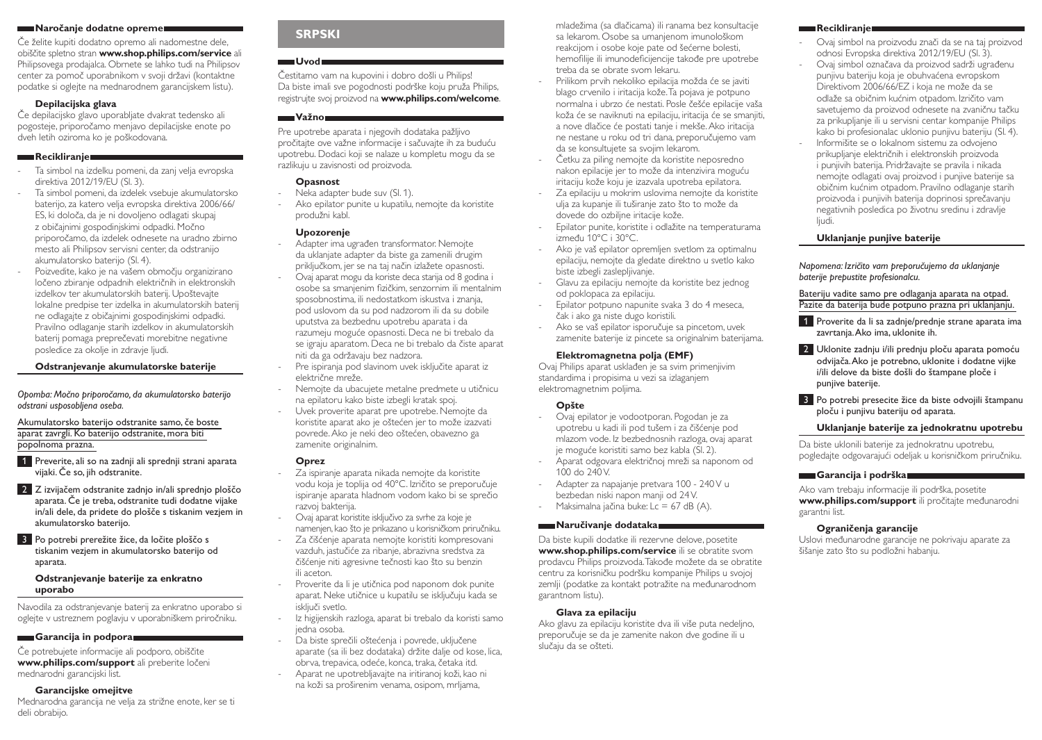## Naročanje dodatne opreme

Če želite kupiti dodatno opremo ali nadomestne dele, obiščite spletno stran **www.shop.philips.com/service** ali Philipsovega prodajalca. Obrnete se lahko tudi na Philipsov center za pomoč uporabnikom v svoji državi (kontaktne podatke si oglejte na mednarodnem garancijskem listu).

### Depilacijska glava

Če depilacijsko glavo uporabljate dvakrat tedensko ali pogosteje, priporočamo menjavo depilacijske enote po dveh letih oziroma ko je poškodovana.

## Recikliranje

- Ta simbol na izdelku pomeni, da zanj velja evropska direktiva 2012/19/EU (Sl. 3).
- Ta simbol pomeni, da izdelek vsebuje akumulatorsko baterijo, za katero velja evropska direktiva 2006/66/ES, ki določa, da je ni dovoljeno odlagati skupaj z običajnimi gospodinjskimi odpadki. Močno priporočamo, da izdelek odnesete na uradno zbirno mesto ali Philipsov servisni center, da odstranijo akumulatorsko baterijo (Sl. 4).
- Poizvedite, kako je na vašem območju organizirano ločeno zbiranje odpadnih električnih in elektronskih izdelkov ter akumulatorskih baterij. Upoštevajte lokalne predpise ter izdelka in akumulatorskih baterij ne odlagajte z običajnimi gospodinjskimi odpadki. Pravilno odlaganje starih izdelkov in akumulatorskih baterij pomaga preprečevati morebitne negativne posledice za okolje in zdravje ljudi.

### Odstranjevanje akumulatorske baterije

*Opomba: Močno priporočamo, da akumulatorsko baterijo odstrani usposobljena oseba.*

Akumulatorsko baterijo odstranite samo, če boste aparat zavrgli. Ko baterijo odstranite, mora biti popolnoma prazna.

1. Preverite, ali so na zadnji ali sprednji strani aparata vijaki. Če so, jih odstranite.
2. Z izvijačem odstranite zadnjo in/ali sprednjo ploščo aparata. Če je treba, odstranite tudi dodatne vijake in/ali dele, da pridete do plošče s tiskanim vezjem in akumulatorsko baterijo.
3. Po potrebi prerežite žice, da ločite ploščo s tiskanim vezjem in akumulatorsko baterijo od aparata.

### Odstranjevanje baterije za enkratno uporabo

Navodila za odstranjevanje baterij za enkratno uporabo si oglejte v ustreznem poglavju v uporabniškem priročniku.

## Garancija in podpora

Če potrebujete informacije ali podporo, obiščite **www.philips.com/support** ali preberite ločeni mednarodni garancijski list.

### Garancijske omejitve

Mednarodna garancija ne velja za strižne enote, ker se ti deli obrabijo.

# SRPSKI

## Uvod

Čestitamo vam na kupovini i dobro došli u Philips! Da biste imali sve pogodnosti podrške koju pruža Philips, registrujte svoj proizvod na **www.philips.com/welcome**.

## Važno

Pre upotrebe aparata i njegovih dodataka pažljivo pročitajte ove važne informacije i sačuvajte ih za buduću upotrebu. Dodaci koji se nalaze u kompletu mogu da se razlikuju u zavisnosti od proizvoda.

### Opasnost

- Neka adapter bude suv (Sl. 1).
- Ako epilator punite u kupatilu, nemojte da koristite produžni kabl.

### Upozorenje

- Adapter ima ugrađen transformator. Nemojte da uklanjate adapter da biste ga zamenili drugim priključkom, jer se na taj način izlažete opasnosti.
- Ovaj aparat mogu da koriste deca starija od 8 godina i osobe sa smanjenim fizičkim, senzornim ili mentalnim sposobnostima, ili nedostatkom iskustva i znanja, pod uslovom da su pod nadzorom ili da su dobile uputstva za bezbednu upotrebu aparata i da razumeju moguće opasnosti. Deca ne bi trebalo da se igraju aparatom. Deca ne bi trebalo da čiste aparat niti da ga održavaju bez nadzora.
- Pre ispiranja pod slavinom uvek isključite aparat iz električne mreže.
- Nemojte da ubacujete metalne predmete u utičnicu na epilatoru kako biste izbegli kratak spoj.
- Uvek proverite aparat pre upotrebe. Nemojte da koristite aparat ako je oštećen jer to može izazvati povrede. Ako je neki deo oštećen, obavezno ga zamenite originalnim.

### Oprez

- Za ispiranje aparata nikada nemojte da koristite vodu koja je toplija od 40°C. Izričito se preporučuje ispiranje aparata hladnom vodom kako bi se sprečio razvoj bakterija.
- Ovaj aparat koristite isključivo za svrhe za koje je namenjen, kao što je prikazano u korisničkom priručniku.
- Za čišćenje aparata nemojte koristiti kompresovani vazduh, jastučiće za ribanje, abrazivna sredstva za čišćenje niti agresivne tečnosti kao što su benzin ili aceton.
- Proverite da li je utičnica pod naponom dok punite aparat. Neke utičnice u kupatilu se isključuju kada se isključi svetlo.
- Iz higijenskih razloga, aparat bi trebalo da koristi samo jedna osoba.
- Da biste sprečili oštećenja i povrede, uključene aparate (sa ili bez dodataka) držite dalje od kose, lica, obrva, trepavica, odeće, konca, traka, četaka itd.
- Aparat ne upotrebljavajte na iritiranoj koži, kao ni na koži sa proširenim venama, osipom, mrljama, mladežima (sa dlačicama) ili ranama bez konsultacije sa lekarom. Osobe sa umanjenom imunološkom reakcijom i osobe koje pate od šećerne bolesti, hemofilije ili imunodeficijencije takođe pre upotrebe treba da se obrate svom lekaru.
- Prilikom prvih nekoliko epilacija možda će se javiti blago crvenilo i iritacija kože. Ta pojava je potpuno normalna i ubrzo će nestati. Posle češće epilacije vaša koža će se naviknuti na epilaciju, iritacija će se smanjiti, a nove dlačice će postati tanje i mekše. Ako iritacija ne nestane u roku od tri dana, preporučujemo vam da se konsultujete sa svojim lekarom.
- Četku za piling nemojte da koristite neposredno nakon epilacije jer to može da intenzivira moguću iritaciju kože koju je izazvala upotreba epilatora.
- Za epilaciju u mokrim uslovima nemojte da koristite ulja za kupanje ili tuširanje zato što to može da dovede do ozbiljne iritacije kože.
- Epilator punite, koristite i odlažite na temperaturama između 10°C i 30°C.
- Ako je vaš epilator opremljen svetlom za optimalnu epilaciju, nemojte da gledate direktno u svetlo kako biste izbegli zaslepljivanje.
- Glavu za epilaciju nemojte da koristite bez jednog od poklopaca za epilaciju.
- Epilator potpuno napunite svaka 3 do 4 meseca, čak i ako ga niste dugo koristili.
- Ako se vaš epilator isporučuje sa pincetom, uvek zamenite baterije iz pincete sa originalnim baterijama.

### Elektromagnetna polja (EMF)

Ovaj Philips aparat usklađen je sa svim primenjivim standardima i propisima u vezi sa izlaganjem elektromagnetnim poljima.

### Opšte

- Ovaj epilator je vodootporan. Pogodan je za upotrebu u kadi ili pod tušem i za čišćenje pod mlazom vode. Iz bezbednosnih razloga, ovaj aparat je moguće koristiti samo bez kabla (Sl. 2).
- Aparat odgovara električnoj mreži sa naponom od 100 do 240 V.
- Adapter za napajanje pretvara 100 - 240 V u bezbedan niski napon manji od 24 V.
- Maksimalna jačina buke: Lc = 67 dB (A).

## Naručivanje dodataka

Da biste kupili dodatke ili rezervne delove, posetite **www.shop.philips.com/service** ili se obratite svom prodavcu Philips proizvoda. Takođe možete da se obratite centru za korisničku podršku kompanije Philips u svojoj zemlji (podatke za kontakt potražite na međunarodnom garantnom listu).

### Glava za epilaciju

Ako glavu za epilaciju koristite dva ili više puta nedeljno, preporučuje se da je zamenite nakon dve godine ili u slučaju da se ošteti.

## Recikliranje

- Ovaj simbol na proizvodu znači da se na taj proizvod odnosi Evropska direktiva 2012/19/EU (Sl. 3).
- Ovaj simbol označava da proizvod sadrži ugrađenu punjivu bateriju koja je obuhvaćena evropskom Direktivom 2006/66/EZ i koja ne može da se odlaže sa običnim kućnim otpadom. Izričito vam savetujemo da proizvod odnesete na zvaničnu tačku za prikupljanje ili u servisni centar kompanije Philips kako bi profesionalac uklonio punjivu bateriju (Sl. 4).
- Informišite se o lokalnom sistemu za odvojeno prikupljanje električnih i elektronskih proizvoda i punjivih baterija. Pridržavajte se pravila i nikada nemojte odlagati ovaj proizvod i punjive baterije sa običnim kućnim otpadom. Pravilno odlaganje starih proizvoda i punjivih baterija doprinosi sprečavanju negativnih posledica po životnu sredinu i zdravlje ljudi.

### Uklanjanje punjive baterije

*Napomena: Izričito vam preporučujemo da uklanjanje baterije prepustite profesionalcu.*

Bateriju vadite samo pre odlaganja aparata na otpad. Pazite da baterija bude potpuno prazna pri uklanjanju.

1. Proverite da li sa zadnje/prednje strane aparata ima zavrtanja. Ako ima, uklonite ih.
2. Uklonite zadnju i/ili prednju ploču aparata pomoću odvijača. Ako je potrebno, uklonite i dodatne vijke i/ili delove da biste došli do štampane ploče i punjive baterije.
3. Po potrebi presecite žice da biste odvojili štampanu ploču i punjivu bateriju od aparata.

### Uklanjanje baterije za jednokratnu upotrebu

Da biste uklonili baterije za jednokratnu upotrebu, pogledajte odgovarajući odeljak u korisničkom priručniku.

## Garancija i podrška

Ako vam trebaju informacije ili podrška, posetite **www.philips.com/support** ili pročitajte međunarodni garantni list.

### Ograničenja garancije

Uslovi međunarodne garancije ne pokrivaju aparate za šišanje zato što su podložni habanju.